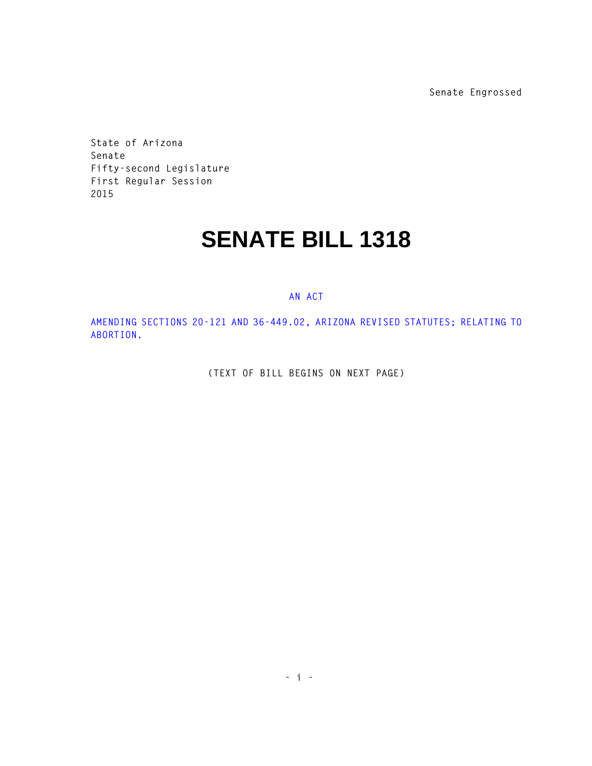Senate Engrossed

State of Arizona
Senate
Fifty-second Legislature
First Regular Session
2015

# SENATE BILL 1318

AN ACT

AMENDING SECTIONS 20-121 AND 36-449.02, ARIZONA REVISED STATUTES; RELATING TO ABORTION.

(TEXT OF BILL BEGINS ON NEXT PAGE)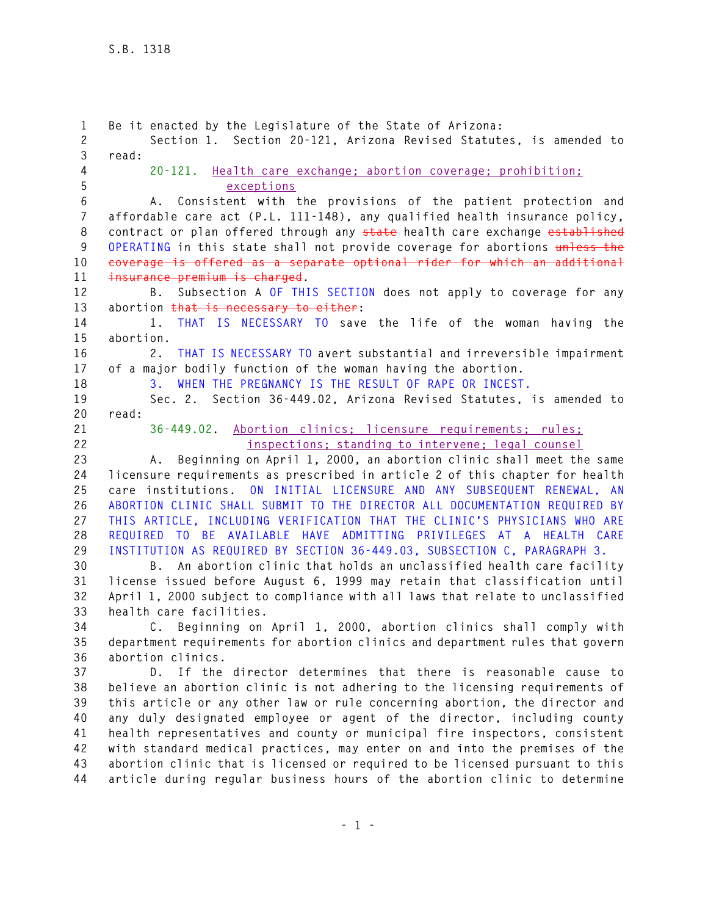Be it enacted by the Legislature of the State of Arizona:

Section 1. Section 20-121, Arizona Revised Statutes, is amended to read:

20-121. Health care exchange; abortion coverage; prohibition; exceptions

A. Consistent with the provisions of the patient protection and affordable care act (P.L. 111-148), any qualified health insurance policy, contract or plan offered through any ~~state~~ health care exchange ~~established~~ OPERATING in this state shall not provide coverage for abortions ~~unless the coverage is offered as a separate optional rider for which an additional insurance premium is charged~~.

B. Subsection A OF THIS SECTION does not apply to coverage for any abortion ~~that is necessary to either~~:

1. THAT IS NECESSARY TO save the life of the woman having the abortion.

2. THAT IS NECESSARY TO avert substantial and irreversible impairment of a major bodily function of the woman having the abortion.

3. WHEN THE PREGNANCY IS THE RESULT OF RAPE OR INCEST.

Sec. 2. Section 36-449.02, Arizona Revised Statutes, is amended to read:

36-449.02. Abortion clinics; licensure requirements; rules; inspections; standing to intervene; legal counsel

A. Beginning on April 1, 2000, an abortion clinic shall meet the same licensure requirements as prescribed in article 2 of this chapter for health care institutions. ON INITIAL LICENSURE AND ANY SUBSEQUENT RENEWAL, AN ABORTION CLINIC SHALL SUBMIT TO THE DIRECTOR ALL DOCUMENTATION REQUIRED BY THIS ARTICLE, INCLUDING VERIFICATION THAT THE CLINIC'S PHYSICIANS WHO ARE REQUIRED TO BE AVAILABLE HAVE ADMITTING PRIVILEGES AT A HEALTH CARE INSTITUTION AS REQUIRED BY SECTION 36-449.03, SUBSECTION C, PARAGRAPH 3.

B. An abortion clinic that holds an unclassified health care facility license issued before August 6, 1999 may retain that classification until April 1, 2000 subject to compliance with all laws that relate to unclassified health care facilities.

C. Beginning on April 1, 2000, abortion clinics shall comply with department requirements for abortion clinics and department rules that govern abortion clinics.

D. If the director determines that there is reasonable cause to believe an abortion clinic is not adhering to the licensing requirements of this article or any other law or rule concerning abortion, the director and any duly designated employee or agent of the director, including county health representatives and county or municipal fire inspectors, consistent with standard medical practices, may enter on and into the premises of the abortion clinic that is licensed or required to be licensed pursuant to this article during regular business hours of the abortion clinic to determine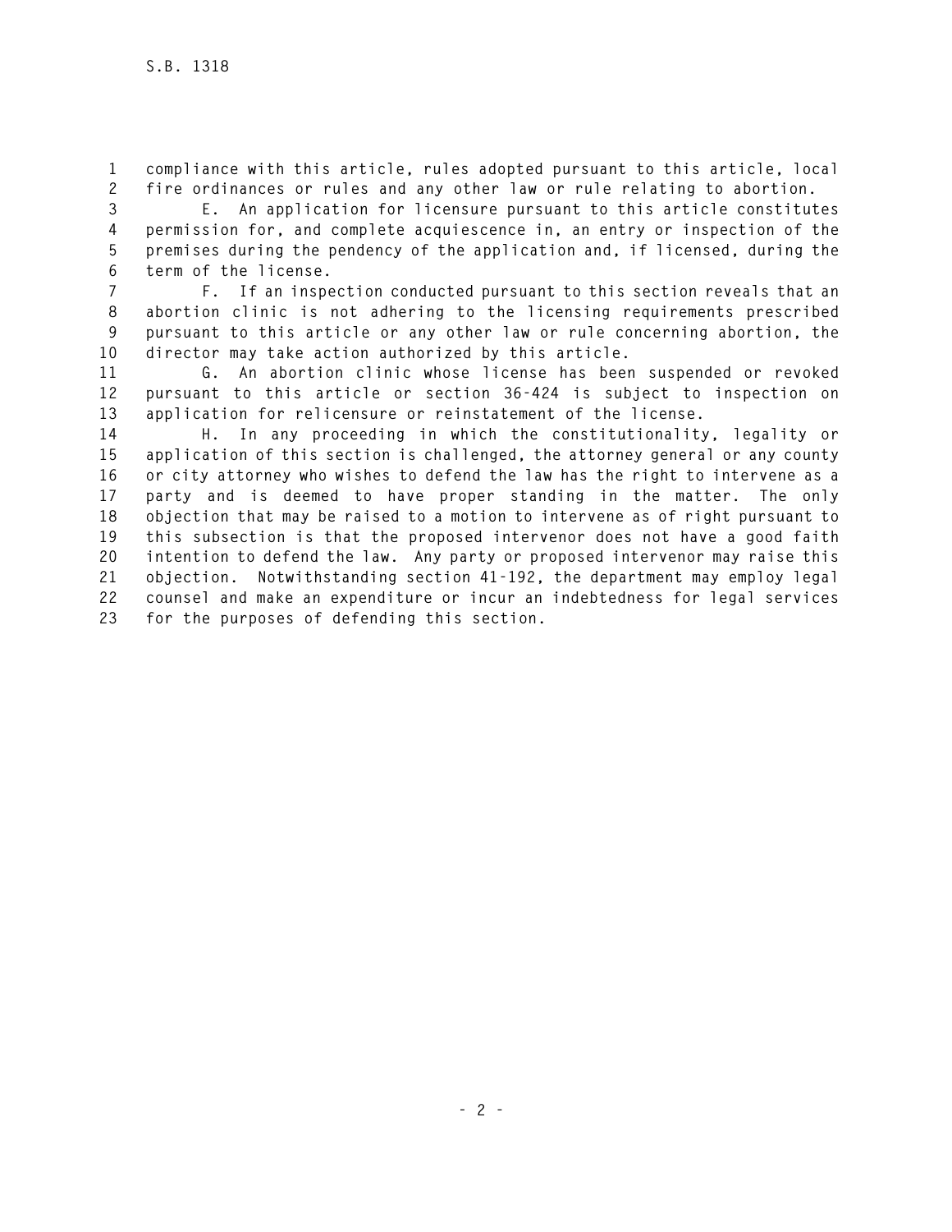compliance with this article, rules adopted pursuant to this article, local fire ordinances or rules and any other law or rule relating to abortion.

E. An application for licensure pursuant to this article constitutes permission for, and complete acquiescence in, an entry or inspection of the premises during the pendency of the application and, if licensed, during the term of the license.

F. If an inspection conducted pursuant to this section reveals that an abortion clinic is not adhering to the licensing requirements prescribed pursuant to this article or any other law or rule concerning abortion, the director may take action authorized by this article.

G. An abortion clinic whose license has been suspended or revoked pursuant to this article or section 36-424 is subject to inspection on application for relicensure or reinstatement of the license.

H. In any proceeding in which the constitutionality, legality or application of this section is challenged, the attorney general or any county or city attorney who wishes to defend the law has the right to intervene as a party and is deemed to have proper standing in the matter. The only objection that may be raised to a motion to intervene as of right pursuant to this subsection is that the proposed intervenor does not have a good faith intention to defend the law. Any party or proposed intervenor may raise this objection. Notwithstanding section 41-192, the department may employ legal counsel and make an expenditure or incur an indebtedness for legal services for the purposes of defending this section.